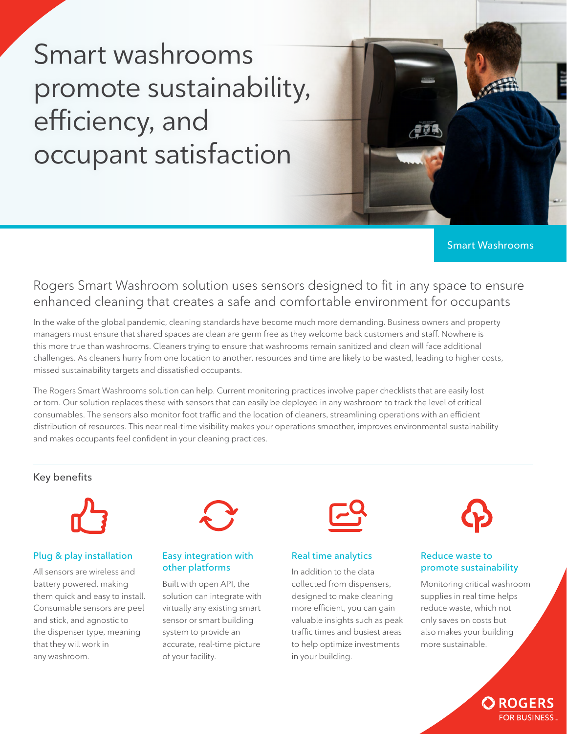# Smart washrooms promote sustainability, efficiency, and occupant satisfaction

Smart Washrooms

## Rogers Smart Washroom solution uses sensors designed to fit in any space to ensure enhanced cleaning that creates a safe and comfortable environment for occupants

In the wake of the global pandemic, cleaning standards have become much more demanding. Business owners and property managers must ensure that shared spaces are clean are germ free as they welcome back customers and staff. Nowhere is this more true than washrooms. Cleaners trying to ensure that washrooms remain sanitized and clean will face additional challenges. As cleaners hurry from one location to another, resources and time are likely to be wasted, leading to higher costs, missed sustainability targets and dissatisfied occupants.

The Rogers Smart Washrooms solution can help. Current monitoring practices involve paper checklists that are easily lost or torn. Our solution replaces these with sensors that can easily be deployed in any washroom to track the level of critical consumables. The sensors also monitor foot traffic and the location of cleaners, streamlining operations with an efficient distribution of resources. This near real-time visibility makes your operations smoother, improves environmental sustainability and makes occupants feel confident in your cleaning practices.

### Key benefits

#### Plug & play installation

All sensors are wireless and battery powered, making them quick and easy to install. Consumable sensors are peel and stick, and agnostic to the dispenser type, meaning that they will work in any washroom.

#### Easy integration with other platforms

Built with open API, the solution can integrate with virtually any existing smart sensor or smart building system to provide an accurate, real-time picture of your facility.

#### Real time analytics

In addition to the data collected from dispensers, designed to make cleaning more efficient, you can gain valuable insights such as peak traffic times and busiest areas to help optimize investments in your building.

#### Reduce waste to promote sustainability

Monitoring critical washroom supplies in real time helps reduce waste, which not only saves on costs but also makes your building more sustainable.

ROGERS FOR BUSINESS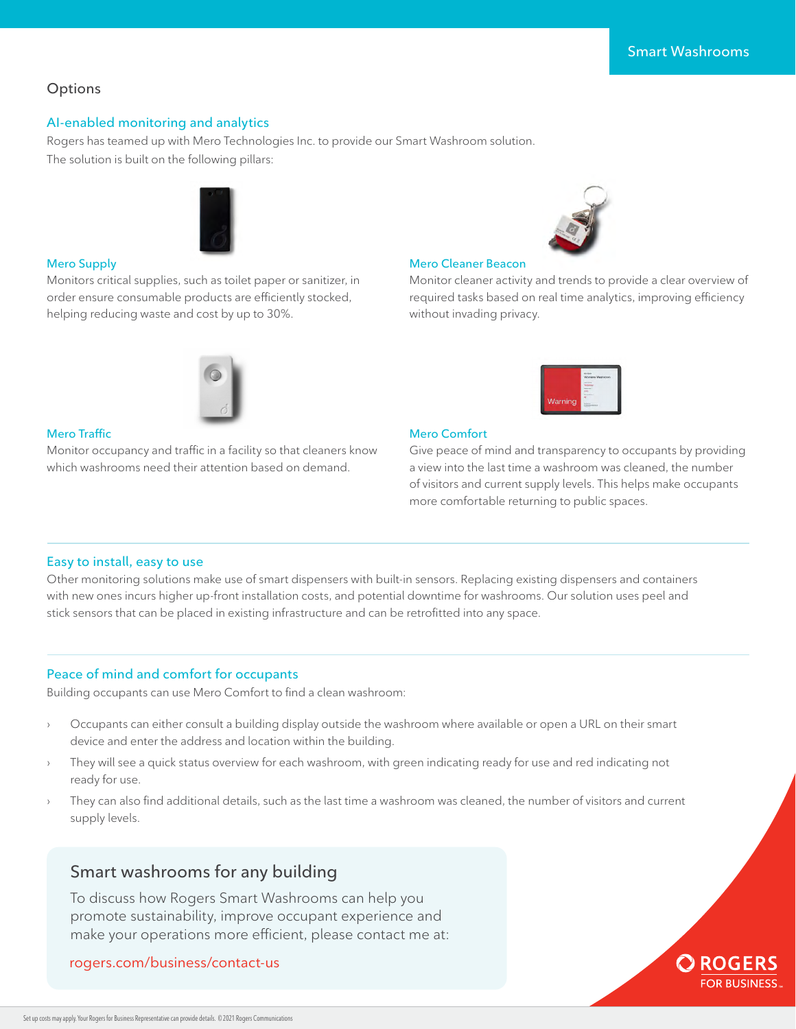## Options

### AI-enabled monitoring and analytics

Rogers has teamed up with Mero Technologies Inc. to provide our Smart Washroom solution.
The solution is built on the following pillars:

#### Mero Supply

Monitors critical supplies, such as toilet paper or sanitizer, in order ensure consumable products are efficiently stocked, helping reducing waste and cost by up to 30%.

#### Mero Cleaner Beacon

Monitor cleaner activity and trends to provide a clear overview of required tasks based on real time analytics, improving efficiency without invading privacy.

#### Mero Traffic

Monitor occupancy and traffic in a facility so that cleaners know which washrooms need their attention based on demand.

#### Mero Comfort

Give peace of mind and transparency to occupants by providing a view into the last time a washroom was cleaned, the number of visitors and current supply levels. This helps make occupants more comfortable returning to public spaces.

### Easy to install, easy to use

Other monitoring solutions make use of smart dispensers with built-in sensors. Replacing existing dispensers and containers with new ones incurs higher up-front installation costs, and potential downtime for washrooms. Our solution uses peel and stick sensors that can be placed in existing infrastructure and can be retrofitted into any space.

### Peace of mind and comfort for occupants

Building occupants can use Mero Comfort to find a clean washroom:

- Occupants can either consult a building display outside the washroom where available or open a URL on their smart device and enter the address and location within the building.
- They will see a quick status overview for each washroom, with green indicating ready for use and red indicating not ready for use.
- They can also find additional details, such as the last time a washroom was cleaned, the number of visitors and current supply levels.

### Smart washrooms for any building

To discuss how Rogers Smart Washrooms can help you promote sustainability, improve occupant experience and make your operations more efficient, please contact me at:

rogers.com/business/contact-us

ROGERS FOR BUSINESS

Set up costs may apply. Your Rogers for Business Representative can provide details. © 2021 Rogers Communications